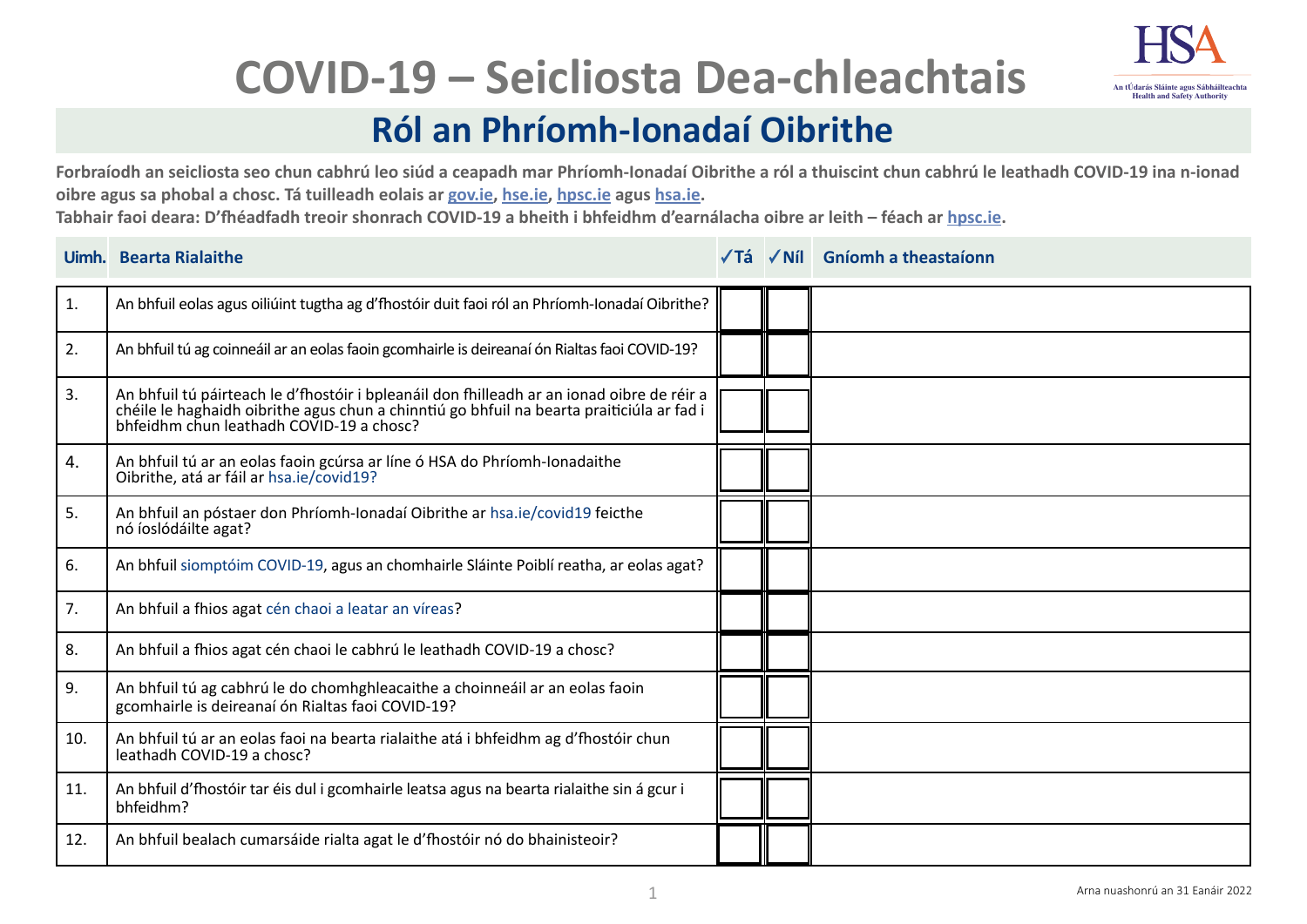# COVID-19 – Seicliosta Dea-chleachtais

## Ról an Phríomh-Ionadaí Oibrithe

**Forbraíodh an seicliosta seo chun cabhrú leo siúd a ceapadh mar Phríomh-Ionadaí Oibrithe a ról a thuiscint chun cabhrú le leathadh COVID-19 ina n-ionad oibre agus sa phobal a chosc. Tá tuilleadh eolais ar [gov.ie](gov.ie), [hse.ie](hse.ie), [hpsc.ie](hpsc.ie) agus [hsa.ie](hsa.ie).**

**Tabhair faoi deara: D'fhéadfadh treoir shonrach COVID-19 a bheith i bhfeidhm d'earnálacha oibre ar leith – féach ar [hpsc.ie](hpsc.ie).**

| Uimh. | Bearta Rialaithe | ✓Tá | ✓Níl | Gníomh a theastaíonn |
|---|---|---|---|---|
| 1. | An bhfuil eolas agus oiliúint tugtha ag d'fhostóir duit faoi ról an Phríomh-Ionadaí Oibrithe? | | | |
| 2. | An bhfuil tú ag coinneáil ar an eolas faoin gcomhairle is deireanaí ón Rialtas faoi COVID-19? | | | |
| 3. | An bhfuil tú páirteach le d'fhostóir i bpleanáil don fhilleadh ar an ionad oibre de réir a chéile le haghaidh oibrithe agus chun a chinntiú go bhfuil na bearta praiticiúla ar fad i bhfeidhm chun leathadh COVID-19 a chosc? | | | |
| 4. | An bhfuil tú ar an eolas faoin gcúrsa ar líne ó HSA do Phríomh-Ionadaithe Oibrithe, atá ar fáil ar hsa.ie/covid19? | | | |
| 5. | An bhfuil an póstaer don Phríomh-Ionadaí Oibrithe ar hsa.ie/covid19 feicthe nó íoslódáilte agat? | | | |
| 6. | An bhfuil siomptóim COVID-19, agus an chomhairle Sláinte Poiblí reatha, ar eolas agat? | | | |
| 7. | An bhfuil a fhios agat cén chaoi a leatar an víreas? | | | |
| 8. | An bhfuil a fhios agat cén chaoi le cabhrú le leathadh COVID-19 a chosc? | | | |
| 9. | An bhfuil tú ag cabhrú le do chomhghleacaithe a choinneáil ar an eolas faoin gcomhairle is deireanaí ón Rialtas faoi COVID-19? | | | |
| 10. | An bhfuil tú ar an eolas faoi na bearta rialaithe atá i bhfeidhm ag d'fhostóir chun leathadh COVID-19 a chosc? | | | |
| 11. | An bhfuil d'fhostóir tar éis dul i gcomhairle leatsa agus na bearta rialaithe sin á gcur i bhfeidhm? | | | |
| 12. | An bhfuil bealach cumarsáide rialta agat le d'fhostóir nó do bhainisteoir? | | | |

Arna nuashonrú an 31 Eanáir 2022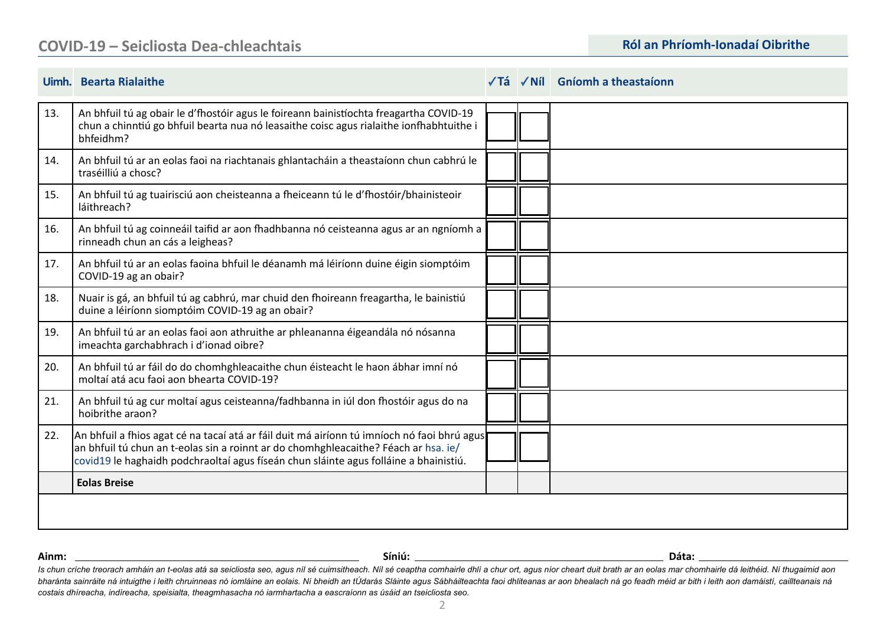## COVID-19 – Seicliosta Dea-chleachtais

**Ról an Phríomh-Ionadaí Oibrithe**

| Uimh. | Bearta Rialaithe | ✓Tá | ✓Níl | Gníomh a theastaíonn |
|---|---|---|---|---|
| 13. | An bhfuil tú ag obair le d'fhostóir agus le foireann bainistíochta freagartha COVID-19 chun a chinntiú go bhfuil bearta nua nó leasaithe coisc agus rialaithe ionfhabhtuithe i bhfeidhm? | | | |
| 14. | An bhfuil tú ar an eolas faoi na riachtanais ghlantacháin a theastaíonn chun cabhrú le traséilliú a chosc? | | | |
| 15. | An bhfuil tú ag tuairisciú aon cheisteanna a fheiceann tú le d'fhostóir/bhainisteoir láithreach? | | | |
| 16. | An bhfuil tú ag coinneáil taifid ar aon fhadhbanna nó ceisteanna agus ar an ngníomh a rinneadh chun an cás a leigheas? | | | |
| 17. | An bhfuil tú ar an eolas faoina bhfuil le déanamh má léiríonn duine éigin siomptóim COVID-19 ag an obair? | | | |
| 18. | Nuair is gá, an bhfuil tú ag cabhrú, mar chuid den fhoireann freagartha, le bainistiú duine a léiríonn siomptóim COVID-19 ag an obair? | | | |
| 19. | An bhfuil tú ar an eolas faoi aon athruithe ar phleananna éigeandála nó nósanna imeachta garchabhrach i d'ionad oibre? | | | |
| 20. | An bhfuil tú ar fáil do do chomhghleacaithe chun éisteacht le haon ábhar imní nó moltaí atá acu faoi aon bhearta COVID-19? | | | |
| 21. | An bhfuil tú ag cur moltaí agus ceisteanna/fadhbanna in iúl don fhostóir agus do na hoibrithe araon? | | | |
| 22. | An bhfuil a fhios agat cé na tacaí atá ar fáil duit má airíonn tú imníoch nó faoi bhrú agus an bhfuil tú chun an t-eolas sin a roinnt ar do chomhghleacaithe? Féach ar hsa. ie/ covid19 le haghaidh podchraoltaí agus físeán chun sláinte agus folláine a bhainistiú. | | | |
| | **Eolas Breise** | | | |
| | | | | |

**Ainm:** ____________________ **Síniú:** ____________________ **Dáta:** ____________________

*Is chun críche treorach amháin an t-eolas atá sa seicliosta seo, agus níl sé cuimsitheach. Níl sé ceaptha comhairle dhlí a chur ort, agus níor cheart duit brath ar an eolas mar chomhairle dá leithéid. Ní thugaimid aon bharánta sainráite ná intuigthe i leith chruinneas nó iomláine an eolais. Ní bheidh an tÚdarás Sláinte agus Sábháilteachta faoi dhliteanas ar aon bhealach ná go feadh méid ar bith i leith aon damáistí, caillteanais ná costais dhíreacha, indíreacha, speisialta, theagmhasacha nó iarmhartacha a eascraíonn as úsáid an tseicliosta seo.*